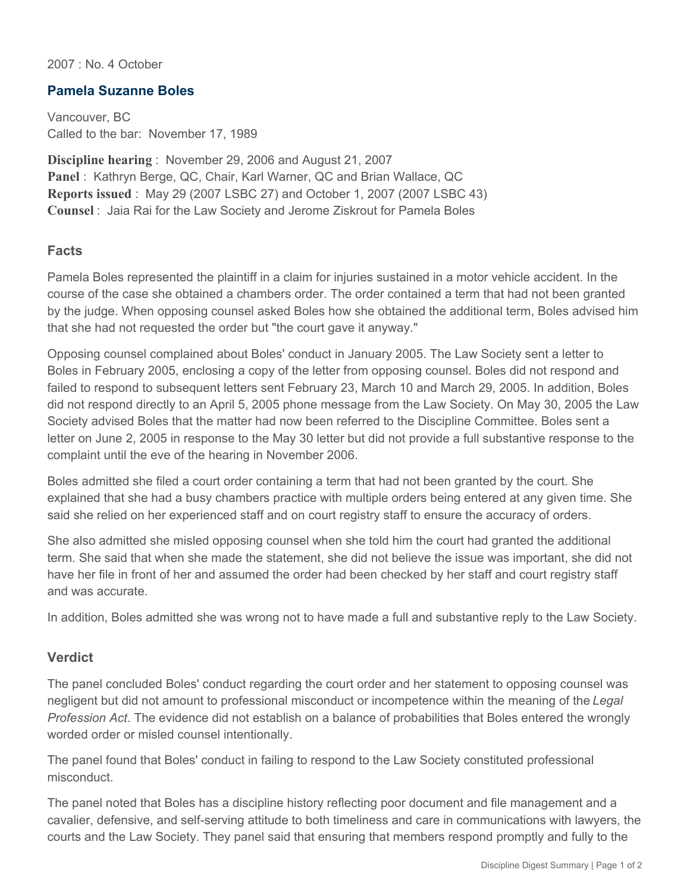2007 : No. 4 October

## Pamela Suzanne Boles

Vancouver, BC
Called to the bar: November 17, 1989

**Discipline hearing** : November 29, 2006 and August 21, 2007
**Panel** : Kathryn Berge, QC, Chair, Karl Warner, QC and Brian Wallace, QC
**Reports issued** : May 29 (2007 LSBC 27) and October 1, 2007 (2007 LSBC 43)
**Counsel** : Jaia Rai for the Law Society and Jerome Ziskrout for Pamela Boles

### Facts

Pamela Boles represented the plaintiff in a claim for injuries sustained in a motor vehicle accident. In the course of the case she obtained a chambers order. The order contained a term that had not been granted by the judge. When opposing counsel asked Boles how she obtained the additional term, Boles advised him that she had not requested the order but "the court gave it anyway."

Opposing counsel complained about Boles' conduct in January 2005. The Law Society sent a letter to Boles in February 2005, enclosing a copy of the letter from opposing counsel. Boles did not respond and failed to respond to subsequent letters sent February 23, March 10 and March 29, 2005. In addition, Boles did not respond directly to an April 5, 2005 phone message from the Law Society. On May 30, 2005 the Law Society advised Boles that the matter had now been referred to the Discipline Committee. Boles sent a letter on June 2, 2005 in response to the May 30 letter but did not provide a full substantive response to the complaint until the eve of the hearing in November 2006.

Boles admitted she filed a court order containing a term that had not been granted by the court. She explained that she had a busy chambers practice with multiple orders being entered at any given time. She said she relied on her experienced staff and on court registry staff to ensure the accuracy of orders.

She also admitted she misled opposing counsel when she told him the court had granted the additional term. She said that when she made the statement, she did not believe the issue was important, she did not have her file in front of her and assumed the order had been checked by her staff and court registry staff and was accurate.

In addition, Boles admitted she was wrong not to have made a full and substantive reply to the Law Society.

### Verdict

The panel concluded Boles' conduct regarding the court order and her statement to opposing counsel was negligent but did not amount to professional misconduct or incompetence within the meaning of the *Legal Profession Act*. The evidence did not establish on a balance of probabilities that Boles entered the wrongly worded order or misled counsel intentionally.

The panel found that Boles' conduct in failing to respond to the Law Society constituted professional misconduct.

The panel noted that Boles has a discipline history reflecting poor document and file management and a cavalier, defensive, and self-serving attitude to both timeliness and care in communications with lawyers, the courts and the Law Society. They panel said that ensuring that members respond promptly and fully to the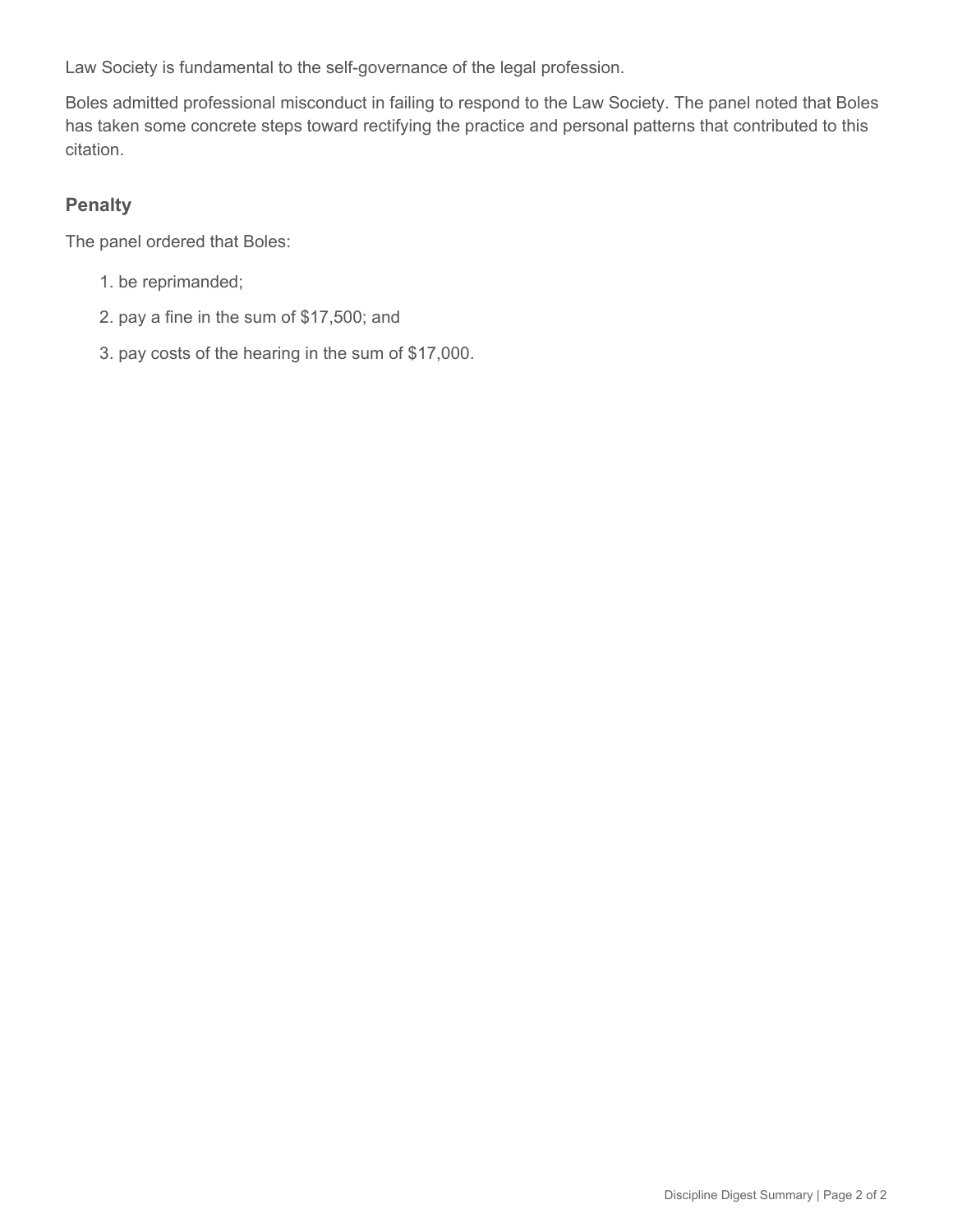Law Society is fundamental to the self-governance of the legal profession.

Boles admitted professional misconduct in failing to respond to the Law Society. The panel noted that Boles has taken some concrete steps toward rectifying the practice and personal patterns that contributed to this citation.

### Penalty

The panel ordered that Boles:

1. be reprimanded;
2. pay a fine in the sum of $17,500; and
3. pay costs of the hearing in the sum of $17,000.